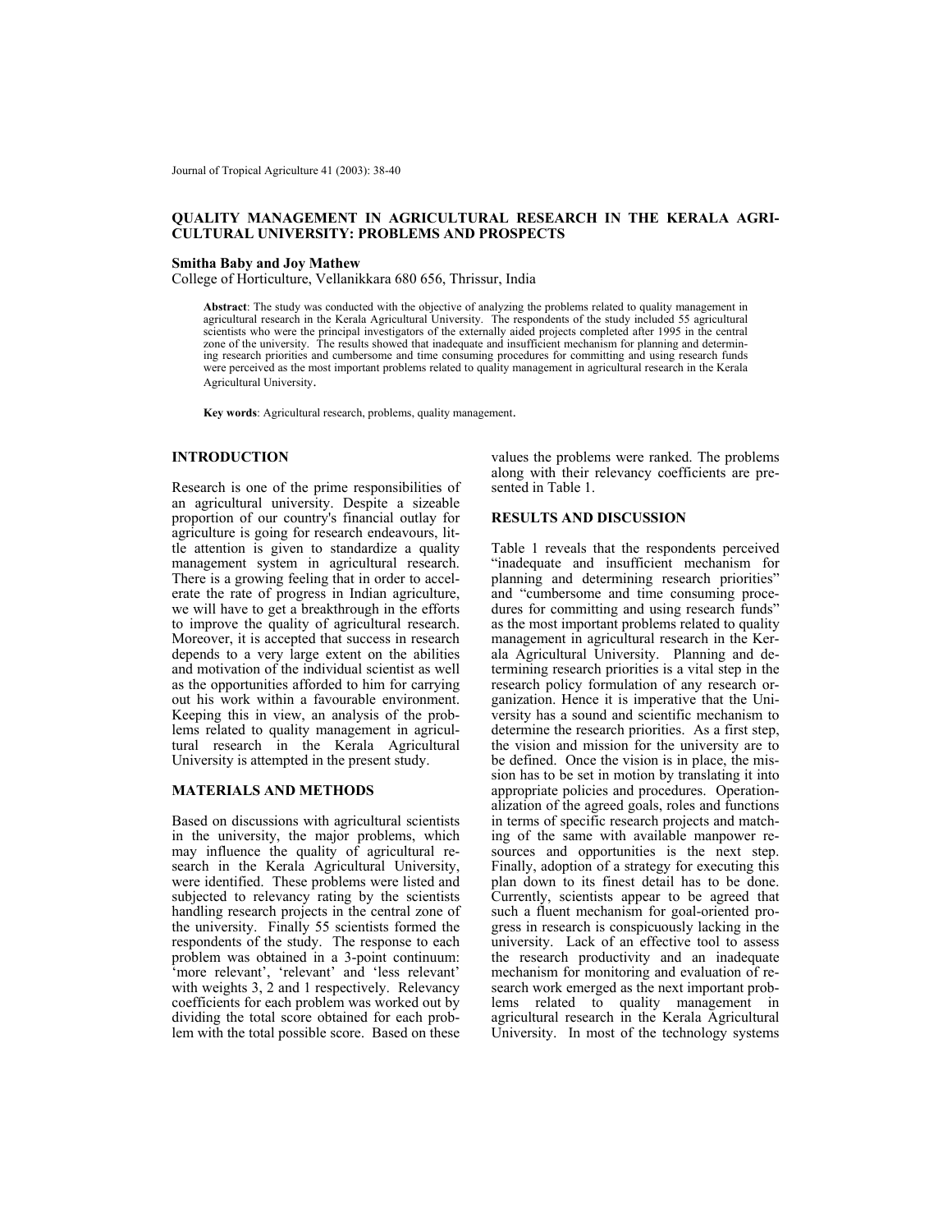# QUALITY MANAGEMENT IN AGRICULTURAL RESEARCH IN THE KERALA AGRICULTURAL UNIVERSITY: PROBLEMS AND PROSPECTS

**Smitha Baby and Joy Mathew**

College of Horticulture, Vellanikkara 680 656, Thrissur, India

**Abstract**: The study was conducted with the objective of analyzing the problems related to quality management in agricultural research in the Kerala Agricultural University. The respondents of the study included 55 agricultural scientists who were the principal investigators of the externally aided projects completed after 1995 in the central zone of the university. The results showed that inadequate and insufficient mechanism for planning and determining research priorities and cumbersome and time consuming procedures for committing and using research funds were perceived as the most important problems related to quality management in agricultural research in the Kerala Agricultural University.

**Key words**: Agricultural research, problems, quality management.

## INTRODUCTION

Research is one of the prime responsibilities of an agricultural university. Despite a sizeable proportion of our country's financial outlay for agriculture is going for research endeavours, little attention is given to standardize a quality management system in agricultural research. There is a growing feeling that in order to accelerate the rate of progress in Indian agriculture, we will have to get a breakthrough in the efforts to improve the quality of agricultural research. Moreover, it is accepted that success in research depends to a very large extent on the abilities and motivation of the individual scientist as well as the opportunities afforded to him for carrying out his work within a favourable environment. Keeping this in view, an analysis of the problems related to quality management in agricultural research in the Kerala Agricultural University is attempted in the present study.

## MATERIALS AND METHODS

Based on discussions with agricultural scientists in the university, the major problems, which may influence the quality of agricultural research in the Kerala Agricultural University, were identified. These problems were listed and subjected to relevancy rating by the scientists handling research projects in the central zone of the university. Finally 55 scientists formed the respondents of the study. The response to each problem was obtained in a 3-point continuum: 'more relevant', 'relevant' and 'less relevant' with weights 3, 2 and 1 respectively. Relevancy coefficients for each problem was worked out by dividing the total score obtained for each problem with the total possible score. Based on these values the problems were ranked. The problems along with their relevancy coefficients are presented in Table 1.

## RESULTS AND DISCUSSION

Table 1 reveals that the respondents perceived "inadequate and insufficient mechanism for planning and determining research priorities" and "cumbersome and time consuming procedures for committing and using research funds" as the most important problems related to quality management in agricultural research in the Kerala Agricultural University. Planning and determining research priorities is a vital step in the research policy formulation of any research organization. Hence it is imperative that the University has a sound and scientific mechanism to determine the research priorities. As a first step, the vision and mission for the university are to be defined. Once the vision is in place, the mission has to be set in motion by translating it into appropriate policies and procedures. Operationalization of the agreed goals, roles and functions in terms of specific research projects and matching of the same with available manpower resources and opportunities is the next step. Finally, adoption of a strategy for executing this plan down to its finest detail has to be done. Currently, scientists appear to be agreed that such a fluent mechanism for goal-oriented progress in research is conspicuously lacking in the university. Lack of an effective tool to assess the research productivity and an inadequate mechanism for monitoring and evaluation of research work emerged as the next important problems related to quality management in agricultural research in the Kerala Agricultural University. In most of the technology systems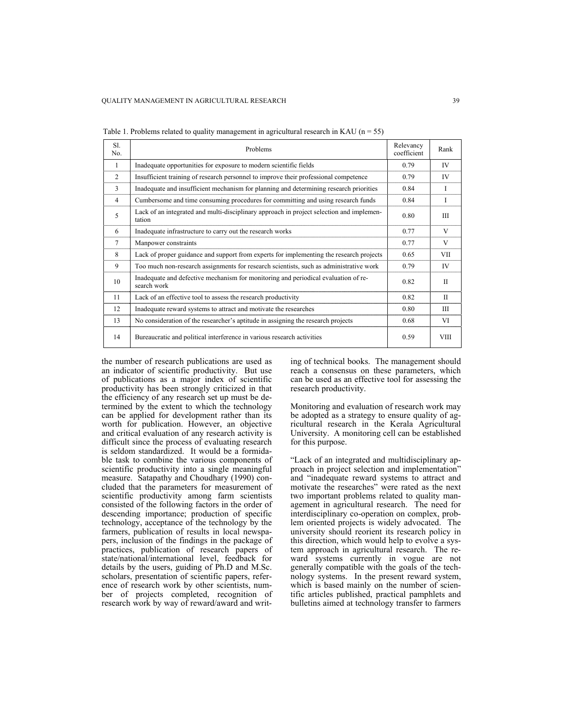Table 1. Problems related to quality management in agricultural research in KAU (n = 55)

| Sl. No. | Problems | Relevancy coefficient | Rank |
|---|---|---|---|
| 1 | Inadequate opportunities for exposure to modern scientific fields | 0.79 | IV |
| 2 | Insufficient training of research personnel to improve their professional competence | 0.79 | IV |
| 3 | Inadequate and insufficient mechanism for planning and determining research priorities | 0.84 | I |
| 4 | Cumbersome and time consuming procedures for committing and using research funds | 0.84 | I |
| 5 | Lack of an integrated and multi-disciplinary approach in project selection and implementation | 0.80 | III |
| 6 | Inadequate infrastructure to carry out the research works | 0.77 | V |
| 7 | Manpower constraints | 0.77 | V |
| 8 | Lack of proper guidance and support from experts for implementing the research projects | 0.65 | VII |
| 9 | Too much non-research assignments for research scientists, such as administrative work | 0.79 | IV |
| 10 | Inadequate and defective mechanism for monitoring and periodical evaluation of research work | 0.82 | II |
| 11 | Lack of an effective tool to assess the research productivity | 0.82 | II |
| 12 | Inadequate reward systems to attract and motivate the researches | 0.80 | III |
| 13 | No consideration of the researcher's aptitude in assigning the research projects | 0.68 | VI |
| 14 | Bureaucratic and political interference in various research activities | 0.59 | VIII |

the number of research publications are used as an indicator of scientific productivity. But use of publications as a major index of scientific productivity has been strongly criticized in that the efficiency of any research set up must be determined by the extent to which the technology can be applied for development rather than its worth for publication. However, an objective and critical evaluation of any research activity is difficult since the process of evaluating research is seldom standardized. It would be a formidable task to combine the various components of scientific productivity into a single meaningful measure. Satapathy and Choudhary (1990) concluded that the parameters for measurement of scientific productivity among farm scientists consisted of the following factors in the order of descending importance; production of specific technology, acceptance of the technology by the farmers, publication of results in local newspapers, inclusion of the findings in the package of practices, publication of research papers of state/national/international level, feedback for details by the users, guiding of Ph.D and M.Sc. scholars, presentation of scientific papers, reference of research work by other scientists, number of projects completed, recognition of research work by way of reward/award and writing of technical books. The management should reach a consensus on these parameters, which can be used as an effective tool for assessing the research productivity.

Monitoring and evaluation of research work may be adopted as a strategy to ensure quality of agricultural research in the Kerala Agricultural University. A monitoring cell can be established for this purpose.

"Lack of an integrated and multidisciplinary approach in project selection and implementation" and "inadequate reward systems to attract and motivate the researches" were rated as the next two important problems related to quality management in agricultural research. The need for interdisciplinary co-operation on complex, problem oriented projects is widely advocated. The university should reorient its research policy in this direction, which would help to evolve a system approach in agricultural research. The reward systems currently in vogue are not generally compatible with the goals of the technology systems. In the present reward system, which is based mainly on the number of scientific articles published, practical pamphlets and bulletins aimed at technology transfer to farmers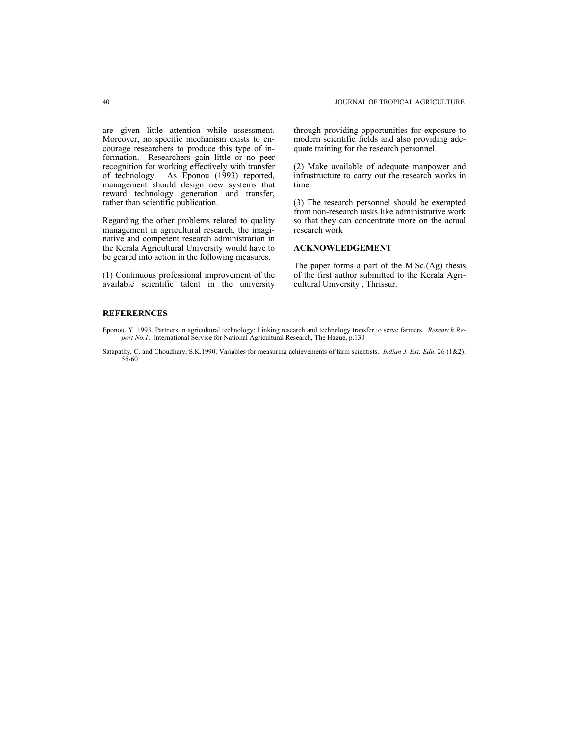are given little attention while assessment. Moreover, no specific mechanism exists to encourage researchers to produce this type of information. Researchers gain little or no peer recognition for working effectively with transfer of technology. As Eponou (1993) reported, management should design new systems that reward technology generation and transfer, rather than scientific publication.

Regarding the other problems related to quality management in agricultural research, the imaginative and competent research administration in the Kerala Agricultural University would have to be geared into action in the following measures.

(1) Continuous professional improvement of the available scientific talent in the university through providing opportunities for exposure to modern scientific fields and also providing adequate training for the research personnel.

(2) Make available of adequate manpower and infrastructure to carry out the research works in time.

(3) The research personnel should be exempted from non-research tasks like administrative work so that they can concentrate more on the actual research work

## ACKNOWLEDGEMENT

The paper forms a part of the M.Sc.(Ag) thesis of the first author submitted to the Kerala Agricultural University , Thrissur.

## REFERERNCES

Eponou, Y. 1993. Partners in agricultural technology: Linking research and technology transfer to serve farmers. *Research Report No.1.* International Service for National Agricultural Research, The Hague, p.130

Satapathy, C. and Choudhary, S.K.1990. Variables for measuring achievements of farm scientists. *Indian J. Ext. Edu*. 26 (1&2): 55-60